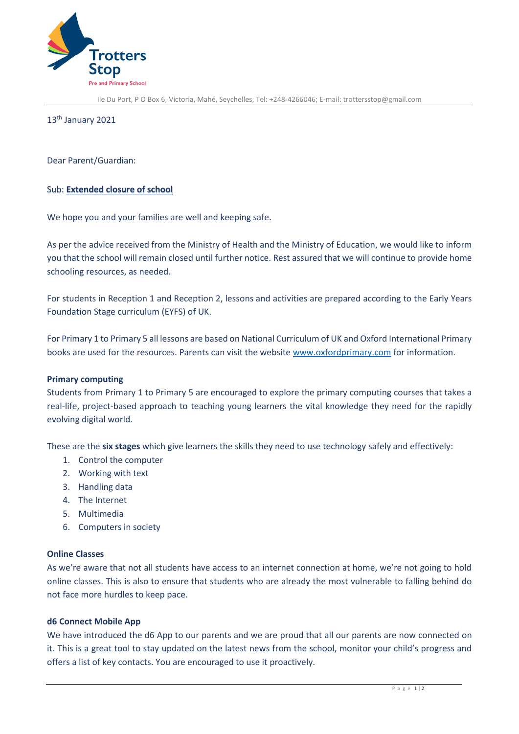Trotters Stop

Pre and Primary School

Ile Du Port, P O Box 6, Victoria, Mahé, Seychelles, Tel: +248-4266046; E-mail: trottersstop@gmail.com

13th January 2021

Dear Parent/Guardian:

Sub: **Extended closure of school**

We hope you and your families are well and keeping safe.

As per the advice received from the Ministry of Health and the Ministry of Education, we would like to inform you that the school will remain closed until further notice. Rest assured that we will continue to provide home schooling resources, as needed.

For students in Reception 1 and Reception 2, lessons and activities are prepared according to the Early Years Foundation Stage curriculum (EYFS) of UK.

For Primary 1 to Primary 5 all lessons are based on National Curriculum of UK and Oxford International Primary books are used for the resources. Parents can visit the website www.oxfordprimary.com for information.

**Primary computing**

Students from Primary 1 to Primary 5 are encouraged to explore the primary computing courses that takes a real-life, project-based approach to teaching young learners the vital knowledge they need for the rapidly evolving digital world.

These are the **six stages** which give learners the skills they need to use technology safely and effectively:

1. Control the computer
2. Working with text
3. Handling data
4. The Internet
5. Multimedia
6. Computers in society

**Online Classes**

As we're aware that not all students have access to an internet connection at home, we're not going to hold online classes. This is also to ensure that students who are already the most vulnerable to falling behind do not face more hurdles to keep pace.

**d6 Connect Mobile App**

We have introduced the d6 App to our parents and we are proud that all our parents are now connected on it. This is a great tool to stay updated on the latest news from the school, monitor your child's progress and offers a list of key contacts. You are encouraged to use it proactively.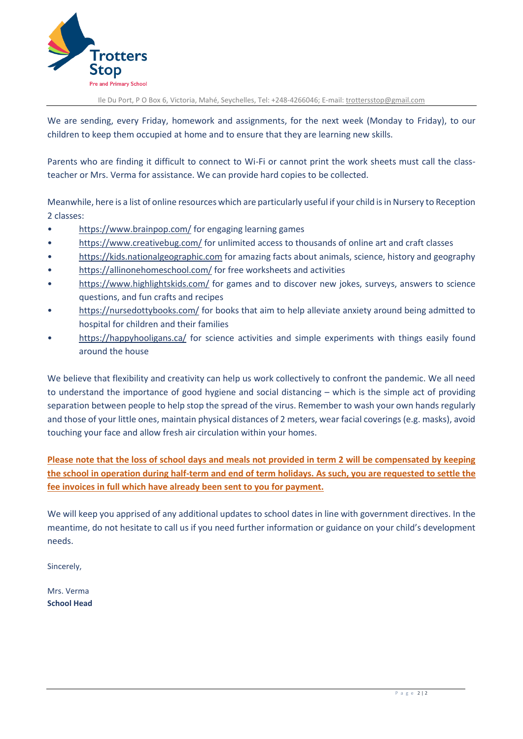Trotters Stop

Pre and Primary School

Ile Du Port, P O Box 6, Victoria, Mahé, Seychelles, Tel: +248-4266046; E-mail: trottersstop@gmail.com

We are sending, every Friday, homework and assignments, for the next week (Monday to Friday), to our children to keep them occupied at home and to ensure that they are learning new skills.

Parents who are finding it difficult to connect to Wi-Fi or cannot print the work sheets must call the class-teacher or Mrs. Verma for assistance. We can provide hard copies to be collected.

Meanwhile, here is a list of online resources which are particularly useful if your child is in Nursery to Reception 2 classes:

- https://www.brainpop.com/ for engaging learning games
- https://www.creativebug.com/ for unlimited access to thousands of online art and craft classes
- https://kids.nationalgeographic.com for amazing facts about animals, science, history and geography
- https://allinonehomeschool.com/ for free worksheets and activities
- https://www.highlightskids.com/ for games and to discover new jokes, surveys, answers to science questions, and fun crafts and recipes
- https://nursedottybooks.com/ for books that aim to help alleviate anxiety around being admitted to hospital for children and their families
- https://happyhooligans.ca/ for science activities and simple experiments with things easily found around the house

We believe that flexibility and creativity can help us work collectively to confront the pandemic. We all need to understand the importance of good hygiene and social distancing – which is the simple act of providing separation between people to help stop the spread of the virus. Remember to wash your own hands regularly and those of your little ones, maintain physical distances of 2 meters, wear facial coverings (e.g. masks), avoid touching your face and allow fresh air circulation within your homes.

**Please note that the loss of school days and meals not provided in term 2 will be compensated by keeping the school in operation during half-term and end of term holidays. As such, you are requested to settle the fee invoices in full which have already been sent to you for payment.**

We will keep you apprised of any additional updates to school dates in line with government directives. In the meantime, do not hesitate to call us if you need further information or guidance on your child's development needs.

Sincerely,

Mrs. Verma
**School Head**